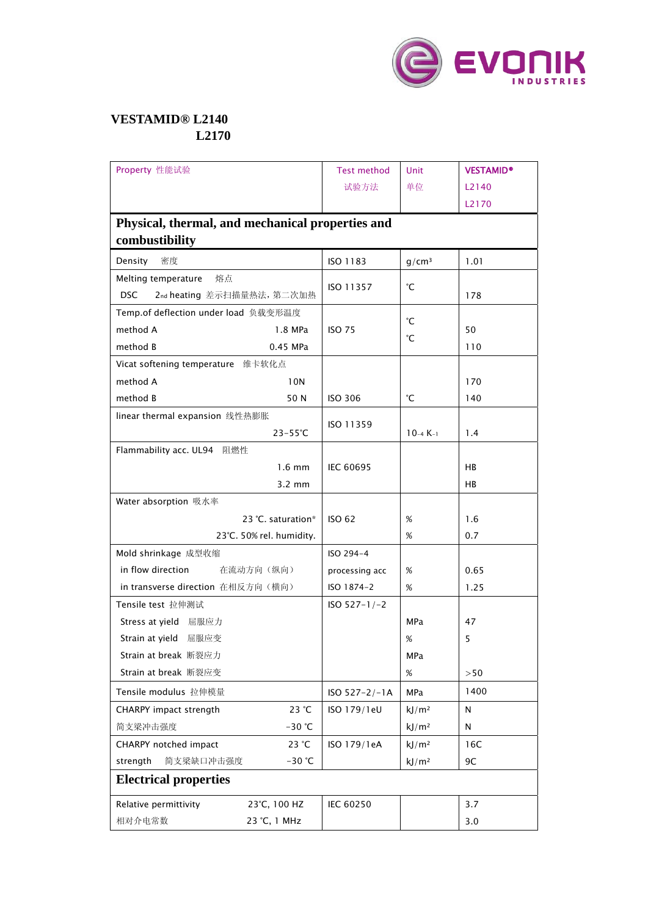# VESTAMID® L2140
# L2170

| Property 性能试验 | Test method 试验方法 | Unit 单位 | VESTAMID® L2140 L2170 |
|---|---|---|---|
| **Physical, thermal, and mechanical properties and combustibility** | | | |
| Density 密度 | ISO 1183 | $g/cm^3$ | 1.01 |
| Melting temperature 熔点<br>DSC 2nd heating 差示扫描量热法，第二次加热 | ISO 11357 | ℃ | 178 |
| Temp.of deflection under load 负载变形温度 | | | |
| method A 1.8 MPa | ISO 75 | ℃ | 50 |
| method B 0.45 MPa | | ℃ | 110 |
| Vicat softening temperature 维卡软化点 | | | |
| method A 10N | | | 170 |
| method B 50 N | ISO 306 | ℃ | 140 |
| linear thermal expansion 线性热膨胀 23-55℃ | ISO 11359 | $10^{-4}$ $K^{-1}$ | 1.4 |
| Flammability acc. UL94 阻燃性 | | | |
| 1.6 mm | IEC 60695 | | HB |
| 3.2 mm | | | HB |
| Water absorption 吸水率 | | | |
| 23 ℃. saturation* | ISO 62 | % | 1.6 |
| 23℃. 50% rel. humidity. | | % | 0.7 |
| Mold shrinkage 成型收缩 | ISO 294-4 | | |
| in flow direction 在流动方向（纵向） | processing acc | % | 0.65 |
| in transverse direction 在相反方向（横向） | ISO 1874-2 | % | 1.25 |
| Tensile test 拉伸测试 | ISO 527-1/-2 | | |
| Stress at yield 屈服应力 | | MPa | 47 |
| Strain at yield 屈服应变 | | % | 5 |
| Strain at break 断裂应力 | | MPa | |
| Strain at break 断裂应变 | | % | >50 |
| Tensile modulus 拉伸模量 | ISO 527-2/-1A | MPa | 1400 |
| CHARPY impact strength 23 ℃ | ISO 179/1eU | $kJ/m^2$ | N |
| 简支梁冲击强度 -30 ℃ | | $kJ/m^2$ | N |
| CHARPY notched impact 23 ℃ | ISO 179/1eA | $kJ/m^2$ | 16C |
| strength 简支梁缺口冲击强度 -30 ℃ | | $kJ/m^2$ | 9C |
| **Electrical properties** | | | |
| Relative permittivity 23℃, 100 HZ | IEC 60250 | | 3.7 |
| 相对介电常数 23 ℃, 1 MHz | | | 3.0 |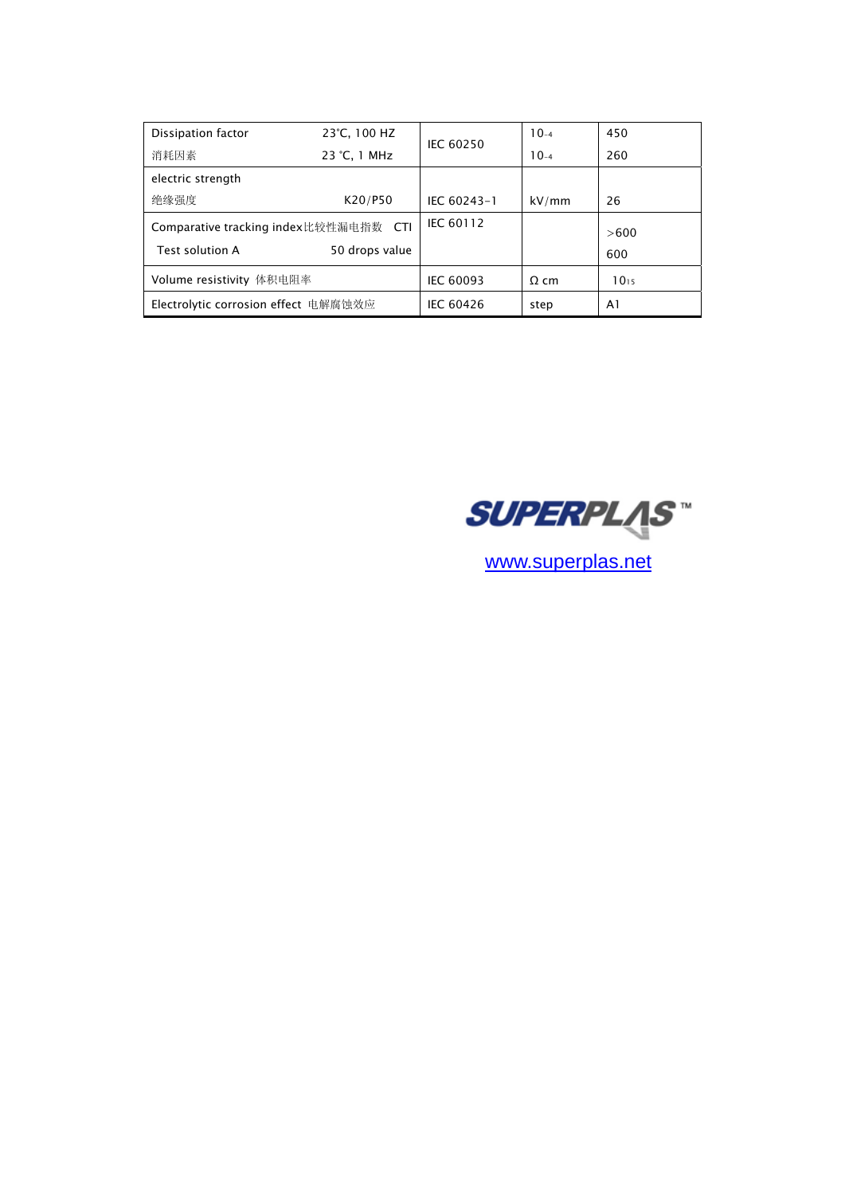| | | | |
|---|---|---|---|
| Dissipation factor 23℃, 100 HZ<br>消耗因素 23 ℃, 1 MHz | IEC 60250 | $10^{-4}$<br>$10^{-4}$ | 450<br>260 |
| electric strength<br>绝缘强度 K20/P50 | IEC 60243-1 | kV/mm | 26 |
| Comparative tracking index比较性漏电指数 CTI<br>Test solution A 50 drops value | IEC 60112 | | >600<br>600 |
| Volume resistivity 体积电阻率 | IEC 60093 | Ω cm | $10^{15}$ |
| Electrolytic corrosion effect 电解腐蚀效应 | IEC 60426 | step | A1 |

SUPERPLAS™

www.superplas.net